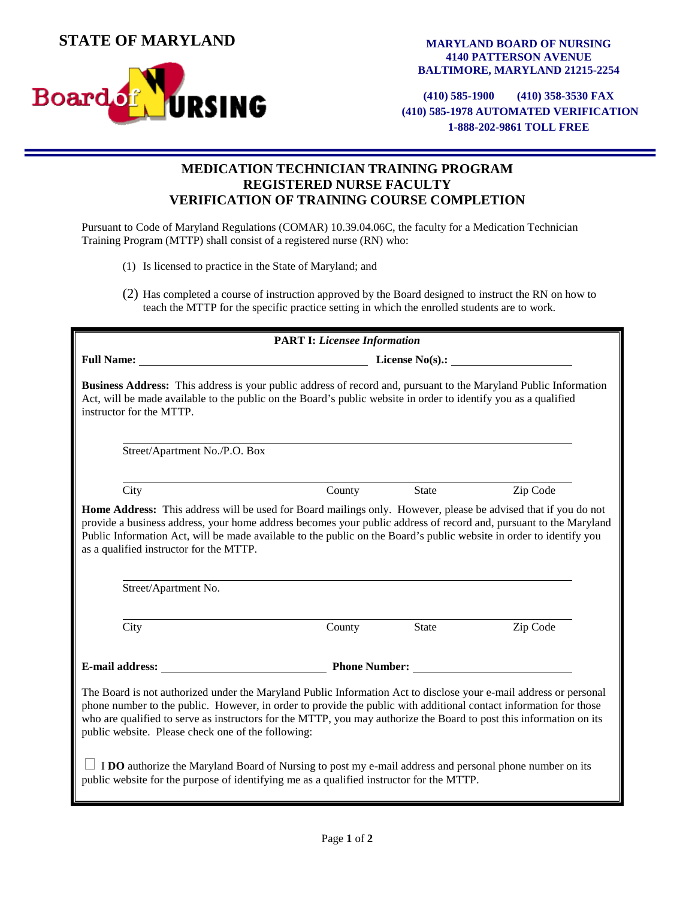**STATE OF MARYLAND**

Board of NURSING

**MARYLAND BOARD OF NURSING**
**4140 PATTERSON AVENUE**
**BALTIMORE, MARYLAND 21215-2254**

**(410) 585-1900 (410) 358-3530 FAX**
**(410) 585-1978 AUTOMATED VERIFICATION**
**1-888-202-9861 TOLL FREE**

# MEDICATION TECHNICIAN TRAINING PROGRAM
# REGISTERED NURSE FACULTY
# VERIFICATION OF TRAINING COURSE COMPLETION

Pursuant to Code of Maryland Regulations (COMAR) 10.39.04.06C, the faculty for a Medication Technician Training Program (MTTP) shall consist of a registered nurse (RN) who:

(1) Is licensed to practice in the State of Maryland; and

(2) Has completed a course of instruction approved by the Board designed to instruct the RN on how to teach the MTTP for the specific practice setting in which the enrolled students are to work.

## PART I: *Licensee Information*

**Full Name:** ______________________________ **License No(s).:** ____________________

**Business Address:** This address is your public address of record and, pursuant to the Maryland Public Information Act, will be made available to the public on the Board's public website in order to identify you as a qualified instructor for the MTTP.

______________________________________________________________
Street/Apartment No./P.O. Box

______________________________________________________________
City County State Zip Code

**Home Address:** This address will be used for Board mailings only. However, please be advised that if you do not provide a business address, your home address becomes your public address of record and, pursuant to the Maryland Public Information Act, will be made available to the public on the Board's public website in order to identify you as a qualified instructor for the MTTP.

______________________________________________________________
Street/Apartment No.

______________________________________________________________
City County State Zip Code

**E-mail address:** ______________________ **Phone Number:** ______________________

The Board is not authorized under the Maryland Public Information Act to disclose your e-mail address or personal phone number to the public. However, in order to provide the public with additional contact information for those who are qualified to serve as instructors for the MTTP, you may authorize the Board to post this information on its public website. Please check one of the following:

☐ I **DO** authorize the Maryland Board of Nursing to post my e-mail address and personal phone number on its public website for the purpose of identifying me as a qualified instructor for the MTTP.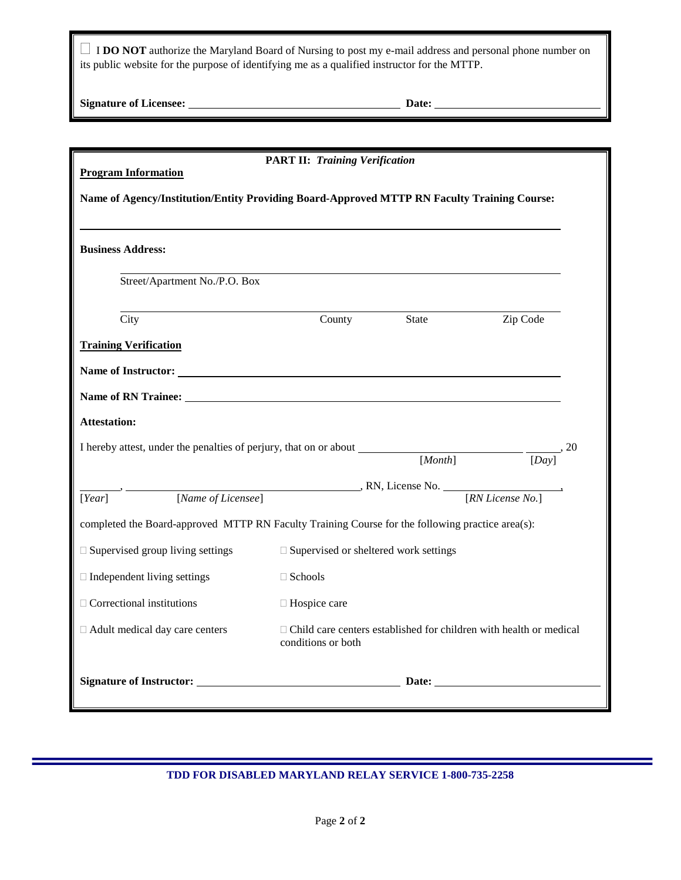☐ I **DO NOT** authorize the Maryland Board of Nursing to post my e-mail address and personal phone number on its public website for the purpose of identifying me as a qualified instructor for the MTTP.

**Signature of Licensee:** ______________________________ **Date:** ______________________

## PART II: *Training Verification*

**Program Information**

**Name of Agency/Institution/Entity Providing Board-Approved MTTP RN Faculty Training Course:**

______________________________________________________________

**Business Address:**

______________________________________________________________
Street/Apartment No./P.O. Box

______________________________________________________________
City                    County                    State                    Zip Code

**Training Verification**

**Name of Instructor:** ______________________________________________

**Name of RN Trainee:** ______________________________________________

**Attestation:**

I hereby attest, under the penalties of perjury, that on or about ____________________ [*Month*] ______ [*Day*], 20______ [*Year*], ______________________________ [*Name of Licensee*], RN, License No. ________________ [*RN License No.*],

completed the Board-approved MTTP RN Faculty Training Course for the following practice area(s):

- ☐ Supervised group living settings
- ☐ Supervised or sheltered work settings
- ☐ Independent living settings
- ☐ Schools
- ☐ Correctional institutions
- ☐ Hospice care
- ☐ Adult medical day care centers
- ☐ Child care centers established for children with health or medical conditions or both

**Signature of Instructor:** ______________________________ **Date:** ______________________

**TDD FOR DISABLED MARYLAND RELAY SERVICE 1-800-735-2258**